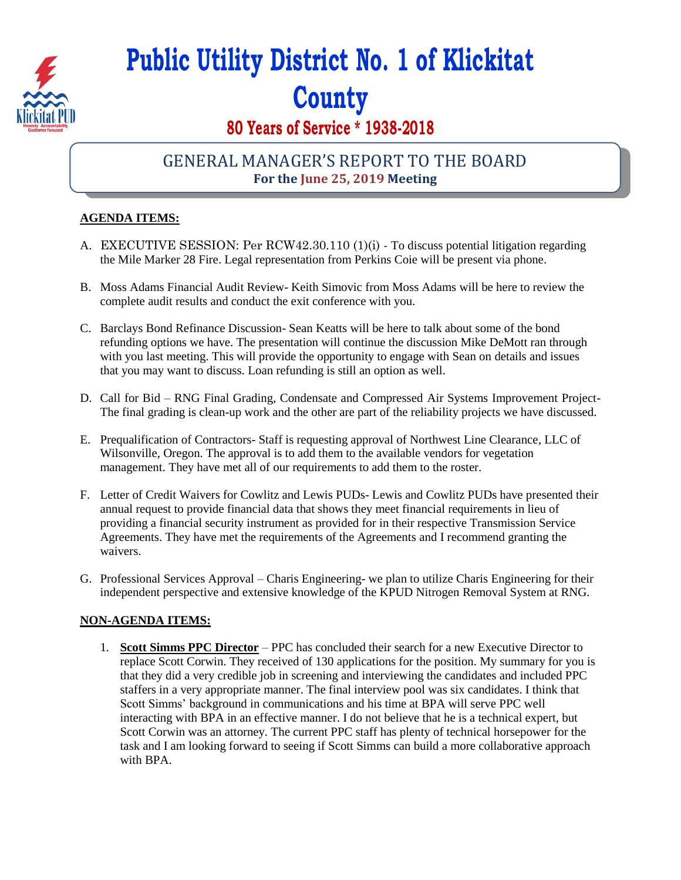# Public Utility District No. 1 of Klickitat County

## 80 Years of Service * 1938-2018

## GENERAL MANAGER'S REPORT TO THE BOARD

**For the June 25, 2019 Meeting**

**AGENDA ITEMS:**

A. EXECUTIVE SESSION: Per RCW42.30.110 (1)(i) - To discuss potential litigation regarding the Mile Marker 28 Fire. Legal representation from Perkins Coie will be present via phone.

B. Moss Adams Financial Audit Review- Keith Simovic from Moss Adams will be here to review the complete audit results and conduct the exit conference with you.

C. Barclays Bond Refinance Discussion- Sean Keatts will be here to talk about some of the bond refunding options we have. The presentation will continue the discussion Mike DeMott ran through with you last meeting. This will provide the opportunity to engage with Sean on details and issues that you may want to discuss. Loan refunding is still an option as well.

D. Call for Bid – RNG Final Grading, Condensate and Compressed Air Systems Improvement Project- The final grading is clean-up work and the other are part of the reliability projects we have discussed.

E. Prequalification of Contractors- Staff is requesting approval of Northwest Line Clearance, LLC of Wilsonville, Oregon. The approval is to add them to the available vendors for vegetation management. They have met all of our requirements to add them to the roster.

F. Letter of Credit Waivers for Cowlitz and Lewis PUDs- Lewis and Cowlitz PUDs have presented their annual request to provide financial data that shows they meet financial requirements in lieu of providing a financial security instrument as provided for in their respective Transmission Service Agreements. They have met the requirements of the Agreements and I recommend granting the waivers.

G. Professional Services Approval – Charis Engineering- we plan to utilize Charis Engineering for their independent perspective and extensive knowledge of the KPUD Nitrogen Removal System at RNG.

**NON-AGENDA ITEMS:**

1. **Scott Simms PPC Director** – PPC has concluded their search for a new Executive Director to replace Scott Corwin. They received of 130 applications for the position. My summary for you is that they did a very credible job in screening and interviewing the candidates and included PPC staffers in a very appropriate manner. The final interview pool was six candidates. I think that Scott Simms' background in communications and his time at BPA will serve PPC well interacting with BPA in an effective manner. I do not believe that he is a technical expert, but Scott Corwin was an attorney. The current PPC staff has plenty of technical horsepower for the task and I am looking forward to seeing if Scott Simms can build a more collaborative approach with BPA.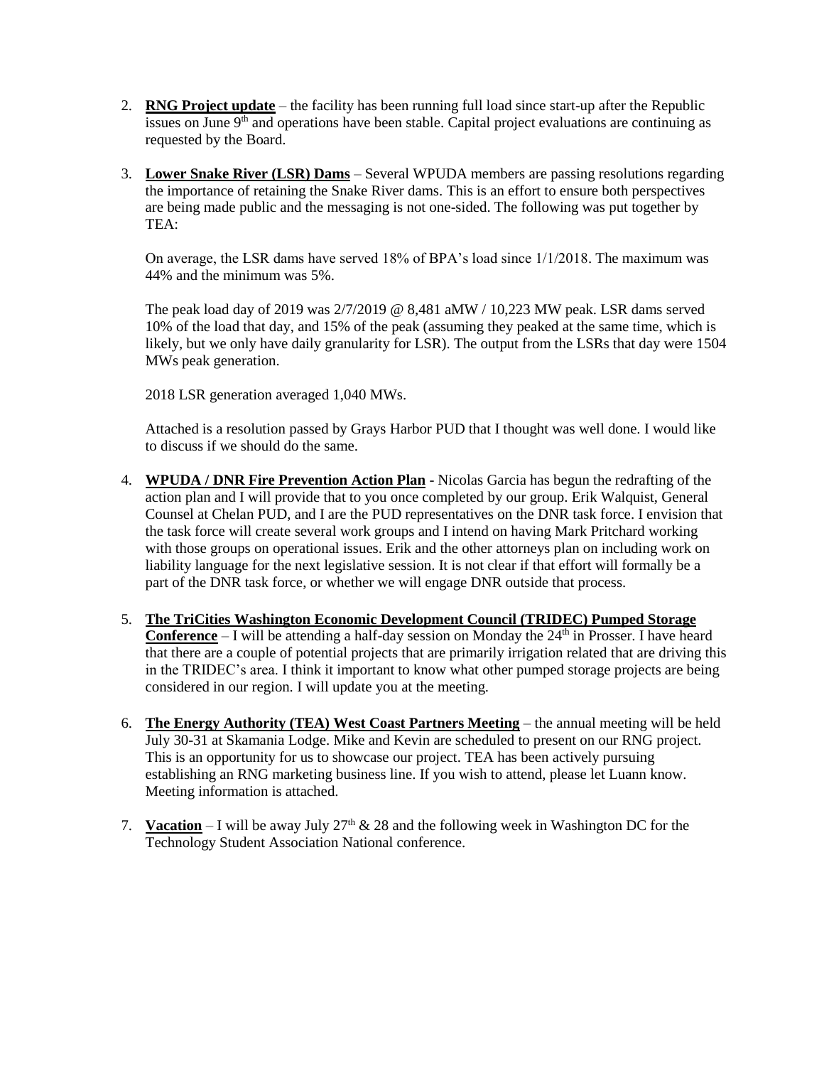2. **RNG Project update** – the facility has been running full load since start-up after the Republic issues on June 9th and operations have been stable. Capital project evaluations are continuing as requested by the Board.

3. **Lower Snake River (LSR) Dams** – Several WPUDA members are passing resolutions regarding the importance of retaining the Snake River dams. This is an effort to ensure both perspectives are being made public and the messaging is not one-sided. The following was put together by TEA:

   On average, the LSR dams have served 18% of BPA's load since 1/1/2018. The maximum was 44% and the minimum was 5%.

   The peak load day of 2019 was 2/7/2019 @ 8,481 aMW / 10,223 MW peak. LSR dams served 10% of the load that day, and 15% of the peak (assuming they peaked at the same time, which is likely, but we only have daily granularity for LSR). The output from the LSRs that day were 1504 MWs peak generation.

   2018 LSR generation averaged 1,040 MWs.

   Attached is a resolution passed by Grays Harbor PUD that I thought was well done. I would like to discuss if we should do the same.

4. **WPUDA / DNR Fire Prevention Action Plan** - Nicolas Garcia has begun the redrafting of the action plan and I will provide that to you once completed by our group. Erik Walquist, General Counsel at Chelan PUD, and I are the PUD representatives on the DNR task force. I envision that the task force will create several work groups and I intend on having Mark Pritchard working with those groups on operational issues. Erik and the other attorneys plan on including work on liability language for the next legislative session. It is not clear if that effort will formally be a part of the DNR task force, or whether we will engage DNR outside that process.

5. **The TriCities Washington Economic Development Council (TRIDEC) Pumped Storage Conference** – I will be attending a half-day session on Monday the 24th in Prosser. I have heard that there are a couple of potential projects that are primarily irrigation related that are driving this in the TRIDEC's area. I think it important to know what other pumped storage projects are being considered in our region. I will update you at the meeting.

6. **The Energy Authority (TEA) West Coast Partners Meeting** – the annual meeting will be held July 30-31 at Skamania Lodge. Mike and Kevin are scheduled to present on our RNG project. This is an opportunity for us to showcase our project. TEA has been actively pursuing establishing an RNG marketing business line. If you wish to attend, please let Luann know. Meeting information is attached.

7. **Vacation** – I will be away July 27th & 28 and the following week in Washington DC for the Technology Student Association National conference.